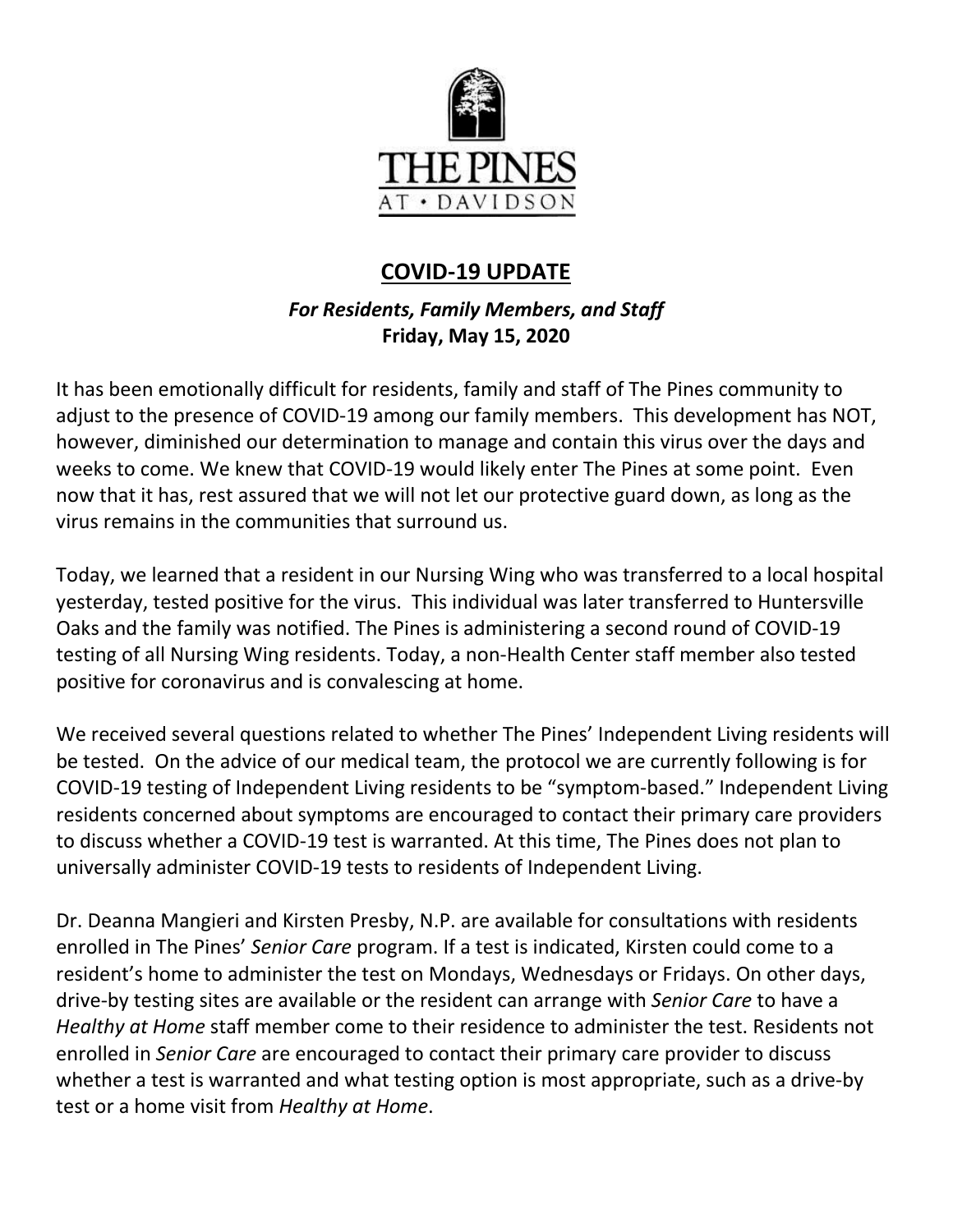THE PINES AT • DAVIDSON

# COVID-19 UPDATE

***For Residents, Family Members, and Staff***
**Friday, May 15, 2020**

It has been emotionally difficult for residents, family and staff of The Pines community to adjust to the presence of COVID-19 among our family members. This development has NOT, however, diminished our determination to manage and contain this virus over the days and weeks to come. We knew that COVID-19 would likely enter The Pines at some point. Even now that it has, rest assured that we will not let our protective guard down, as long as the virus remains in the communities that surround us.

Today, we learned that a resident in our Nursing Wing who was transferred to a local hospital yesterday, tested positive for the virus. This individual was later transferred to Huntersville Oaks and the family was notified. The Pines is administering a second round of COVID-19 testing of all Nursing Wing residents. Today, a non-Health Center staff member also tested positive for coronavirus and is convalescing at home.

We received several questions related to whether The Pines' Independent Living residents will be tested. On the advice of our medical team, the protocol we are currently following is for COVID-19 testing of Independent Living residents to be "symptom-based." Independent Living residents concerned about symptoms are encouraged to contact their primary care providers to discuss whether a COVID-19 test is warranted. At this time, The Pines does not plan to universally administer COVID-19 tests to residents of Independent Living.

Dr. Deanna Mangieri and Kirsten Presby, N.P. are available for consultations with residents enrolled in The Pines' *Senior Care* program. If a test is indicated, Kirsten could come to a resident's home to administer the test on Mondays, Wednesdays or Fridays. On other days, drive-by testing sites are available or the resident can arrange with *Senior Care* to have a *Healthy at Home* staff member come to their residence to administer the test. Residents not enrolled in *Senior Care* are encouraged to contact their primary care provider to discuss whether a test is warranted and what testing option is most appropriate, such as a drive-by test or a home visit from *Healthy at Home*.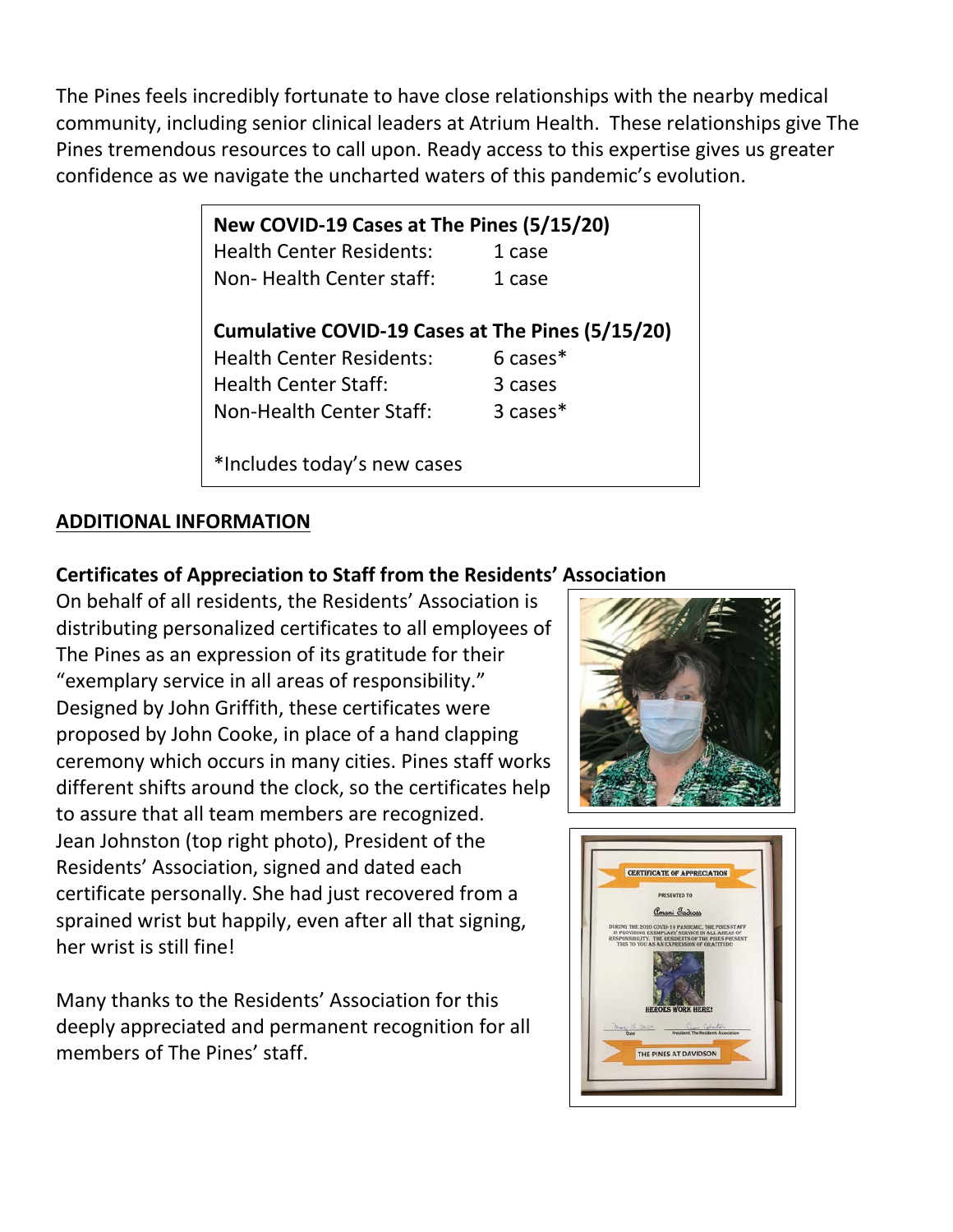The Pines feels incredibly fortunate to have close relationships with the nearby medical community, including senior clinical leaders at Atrium Health. These relationships give The Pines tremendous resources to call upon. Ready access to this expertise gives us greater confidence as we navigate the uncharted waters of this pandemic's evolution.

**New COVID-19 Cases at The Pines (5/15/20)**

| | |
|---|---|
| Health Center Residents: | 1 case |
| Non- Health Center staff: | 1 case |

**Cumulative COVID-19 Cases at The Pines (5/15/20)**

| | |
|---|---|
| Health Center Residents: | 6 cases* |
| Health Center Staff: | 3 cases |
| Non-Health Center Staff: | 3 cases* |

*Includes today's new cases

## ADDITIONAL INFORMATION

### Certificates of Appreciation to Staff from the Residents' Association

On behalf of all residents, the Residents' Association is distributing personalized certificates to all employees of The Pines as an expression of its gratitude for their "exemplary service in all areas of responsibility." Designed by John Griffith, these certificates were proposed by John Cooke, in place of a hand clapping ceremony which occurs in many cities. Pines staff works different shifts around the clock, so the certificates help to assure that all team members are recognized. Jean Johnston (top right photo), President of the Residents' Association, signed and dated each certificate personally. She had just recovered from a sprained wrist but happily, even after all that signing, her wrist is still fine!

Many thanks to the Residents' Association for this deeply appreciated and permanent recognition for all members of The Pines' staff.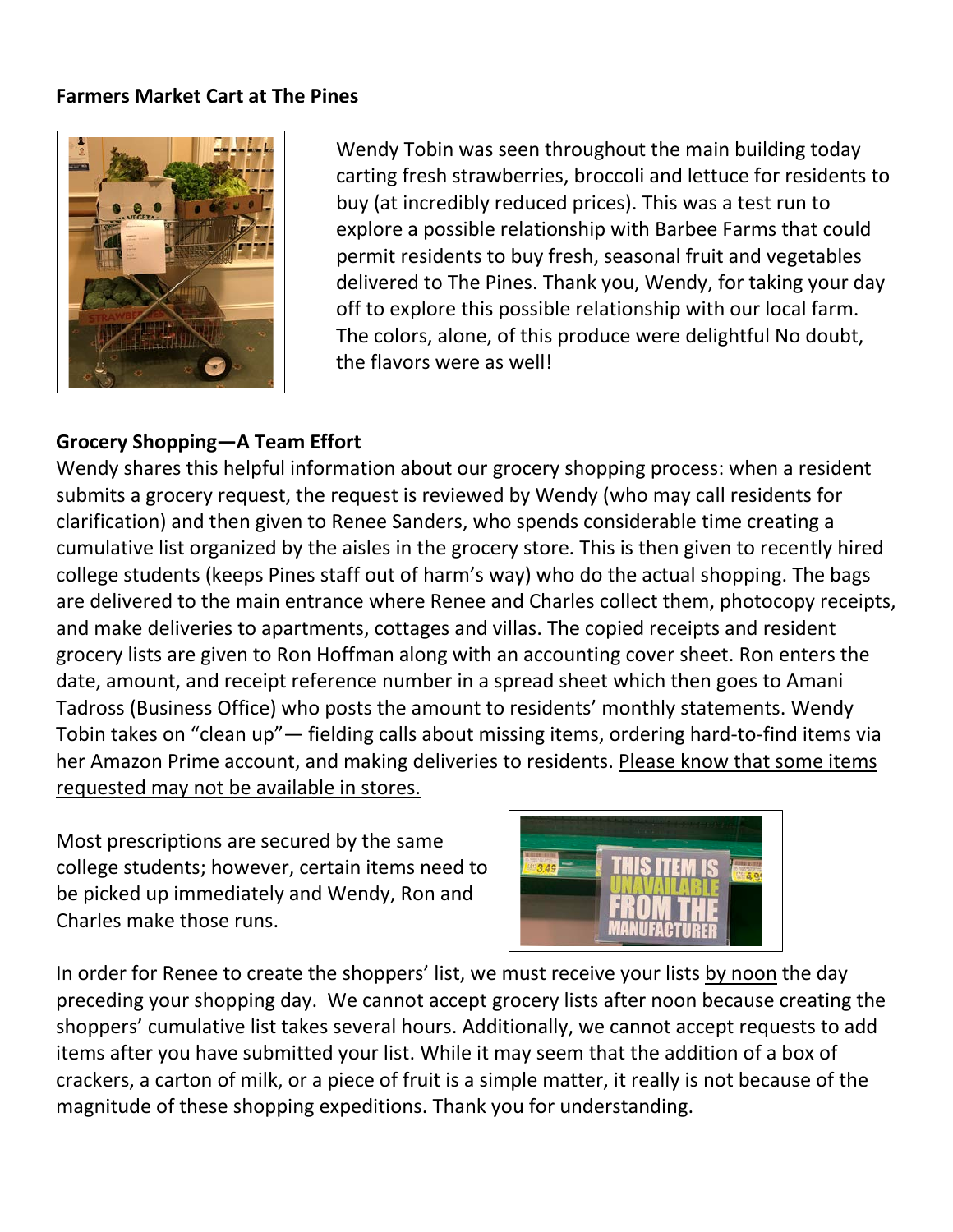**Farmers Market Cart at The Pines**

Wendy Tobin was seen throughout the main building today carting fresh strawberries, broccoli and lettuce for residents to buy (at incredibly reduced prices). This was a test run to explore a possible relationship with Barbee Farms that could permit residents to buy fresh, seasonal fruit and vegetables delivered to The Pines. Thank you, Wendy, for taking your day off to explore this possible relationship with our local farm. The colors, alone, of this produce were delightful No doubt, the flavors were as well!

**Grocery Shopping—A Team Effort**

Wendy shares this helpful information about our grocery shopping process: when a resident submits a grocery request, the request is reviewed by Wendy (who may call residents for clarification) and then given to Renee Sanders, who spends considerable time creating a cumulative list organized by the aisles in the grocery store. This is then given to recently hired college students (keeps Pines staff out of harm's way) who do the actual shopping. The bags are delivered to the main entrance where Renee and Charles collect them, photocopy receipts, and make deliveries to apartments, cottages and villas. The copied receipts and resident grocery lists are given to Ron Hoffman along with an accounting cover sheet. Ron enters the date, amount, and receipt reference number in a spread sheet which then goes to Amani Tadross (Business Office) who posts the amount to residents' monthly statements. Wendy Tobin takes on "clean up"— fielding calls about missing items, ordering hard-to-find items via her Amazon Prime account, and making deliveries to residents. <u>Please know that some items requested may not be available in stores.</u>

Most prescriptions are secured by the same college students; however, certain items need to be picked up immediately and Wendy, Ron and Charles make those runs.

In order for Renee to create the shoppers' list, we must receive your lists <u>by noon</u> the day preceding your shopping day. We cannot accept grocery lists after noon because creating the shoppers' cumulative list takes several hours. Additionally, we cannot accept requests to add items after you have submitted your list. While it may seem that the addition of a box of crackers, a carton of milk, or a piece of fruit is a simple matter, it really is not because of the magnitude of these shopping expeditions. Thank you for understanding.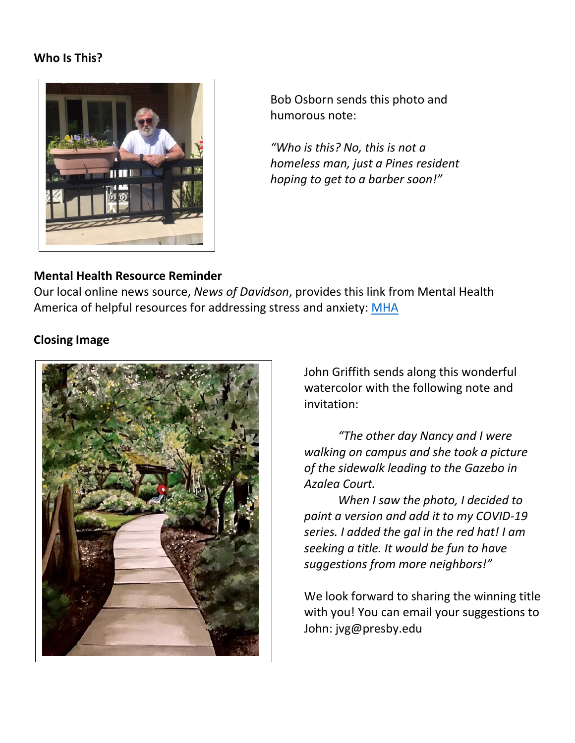**Who Is This?**

Bob Osborn sends this photo and humorous note:

*"Who is this? No, this is not a homeless man, just a Pines resident hoping to get to a barber soon!"*

**Mental Health Resource Reminder**

Our local online news source, *News of Davidson*, provides this link from Mental Health America of helpful resources for addressing stress and anxiety: MHA

**Closing Image**

John Griffith sends along this wonderful watercolor with the following note and invitation:

*"The other day Nancy and I were walking on campus and she took a picture of the sidewalk leading to the Gazebo in Azalea Court.*

*When I saw the photo, I decided to paint a version and add it to my COVID-19 series. I added the gal in the red hat! I am seeking a title. It would be fun to have suggestions from more neighbors!"*

We look forward to sharing the winning title with you! You can email your suggestions to John: jvg@presby.edu